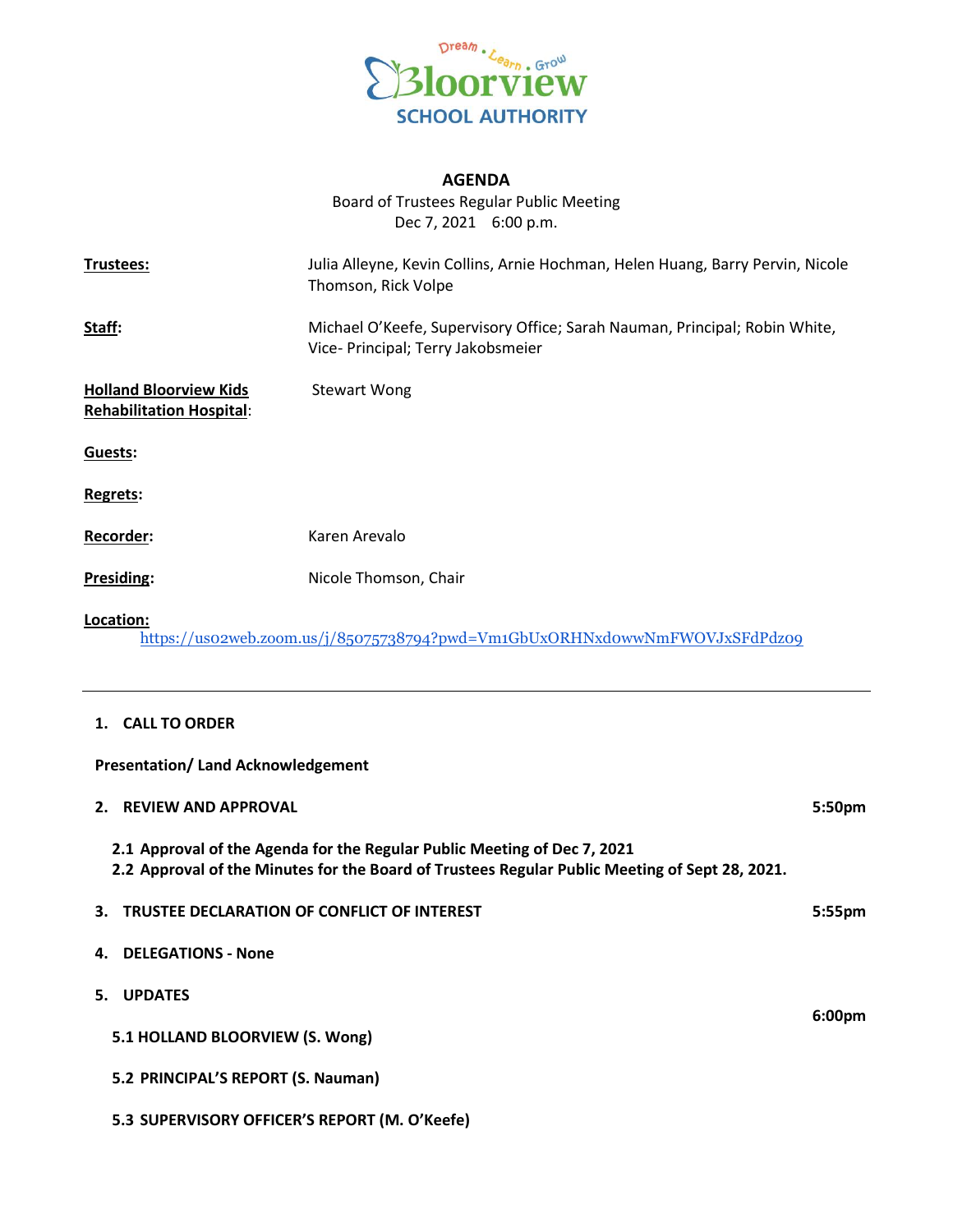Dream • Learn • Grow

Bloorview

SCHOOL AUTHORITY

# AGENDA

Board of Trustees Regular Public Meeting
Dec 7, 2021 6:00 p.m.

**Trustees:** Julia Alleyne, Kevin Collins, Arnie Hochman, Helen Huang, Barry Pervin, Nicole Thomson, Rick Volpe

**Staff:** Michael O'Keefe, Supervisory Office; Sarah Nauman, Principal; Robin White, Vice- Principal; Terry Jakobsmeier

**Holland Bloorview Kids Rehabilitation Hospital:** Stewart Wong

**Guests:**

**Regrets:**

**Recorder:** Karen Arevalo

**Presiding:** Nicole Thomson, Chair

**Location:**
https://us02web.zoom.us/j/85075738794?pwd=Vm1GbUxORHNxd0wwNmFWOVJxSFdPdz09

---

**1. CALL TO ORDER**

**Presentation/ Land Acknowledgement**

**2. REVIEW AND APPROVAL** **5:50pm**

**2.1 Approval of the Agenda for the Regular Public Meeting of Dec 7, 2021**
**2.2 Approval of the Minutes for the Board of Trustees Regular Public Meeting of Sept 28, 2021.**

**3. TRUSTEE DECLARATION OF CONFLICT OF INTEREST** **5:55pm**

**4. DELEGATIONS - None**

**5. UPDATES** **6:00pm**

**5.1 HOLLAND BLOORVIEW (S. Wong)**

**5.2 PRINCIPAL'S REPORT (S. Nauman)**

**5.3 SUPERVISORY OFFICER'S REPORT (M. O'Keefe)**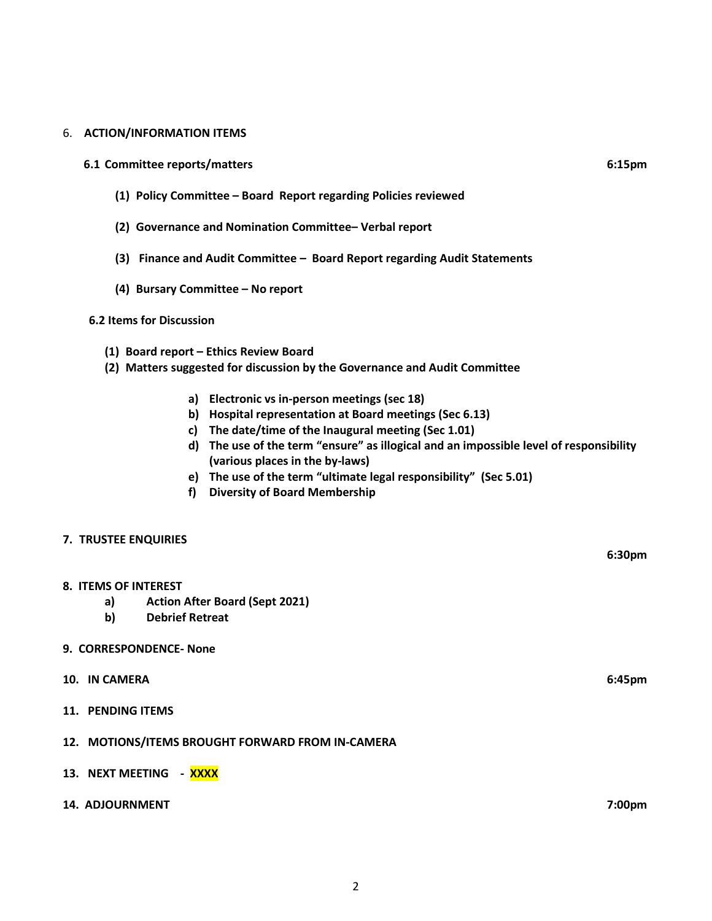6. **ACTION/INFORMATION ITEMS**

**6.1 Committee reports/matters** **6:15pm**

**(1) Policy Committee – Board Report regarding Policies reviewed**

**(2) Governance and Nomination Committee– Verbal report**

**(3) Finance and Audit Committee – Board Report regarding Audit Statements**

**(4) Bursary Committee – No report**

**6.2 Items for Discussion**

**(1) Board report – Ethics Review Board**

**(2) Matters suggested for discussion by the Governance and Audit Committee**

- **a) Electronic vs in-person meetings (sec 18)**
- **b) Hospital representation at Board meetings (Sec 6.13)**
- **c) The date/time of the Inaugural meeting (Sec 1.01)**
- **d) The use of the term "ensure" as illogical and an impossible level of responsibility (various places in the by-laws)**
- **e) The use of the term "ultimate legal responsibility" (Sec 5.01)**
- **f) Diversity of Board Membership**

**7. TRUSTEE ENQUIRIES** **6:30pm**

**8. ITEMS OF INTEREST**

- **a) Action After Board (Sept 2021)**
- **b) Debrief Retreat**

**9. CORRESPONDENCE- None**

**10. IN CAMERA** **6:45pm**

**11. PENDING ITEMS**

**12. MOTIONS/ITEMS BROUGHT FORWARD FROM IN-CAMERA**

**13. NEXT MEETING - XXXX**

**14. ADJOURNMENT** **7:00pm**